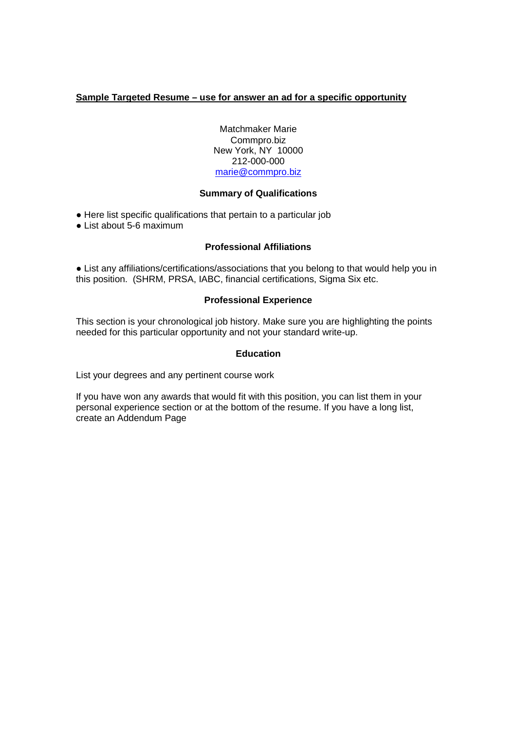**Sample Targeted Resume – use for answer an ad for a specific opportunity**

Matchmaker Marie
Commpro.biz
New York, NY 10000
212-000-000
marie@commpro.biz

### Summary of Qualifications

- Here list specific qualifications that pertain to a particular job
- List about 5-6 maximum

### Professional Affiliations

- List any affiliations/certifications/associations that you belong to that would help you in this position. (SHRM, PRSA, IABC, financial certifications, Sigma Six etc.

### Professional Experience

This section is your chronological job history. Make sure you are highlighting the points needed for this particular opportunity and not your standard write-up.

### Education

List your degrees and any pertinent course work

If you have won any awards that would fit with this position, you can list them in your personal experience section or at the bottom of the resume. If you have a long list, create an Addendum Page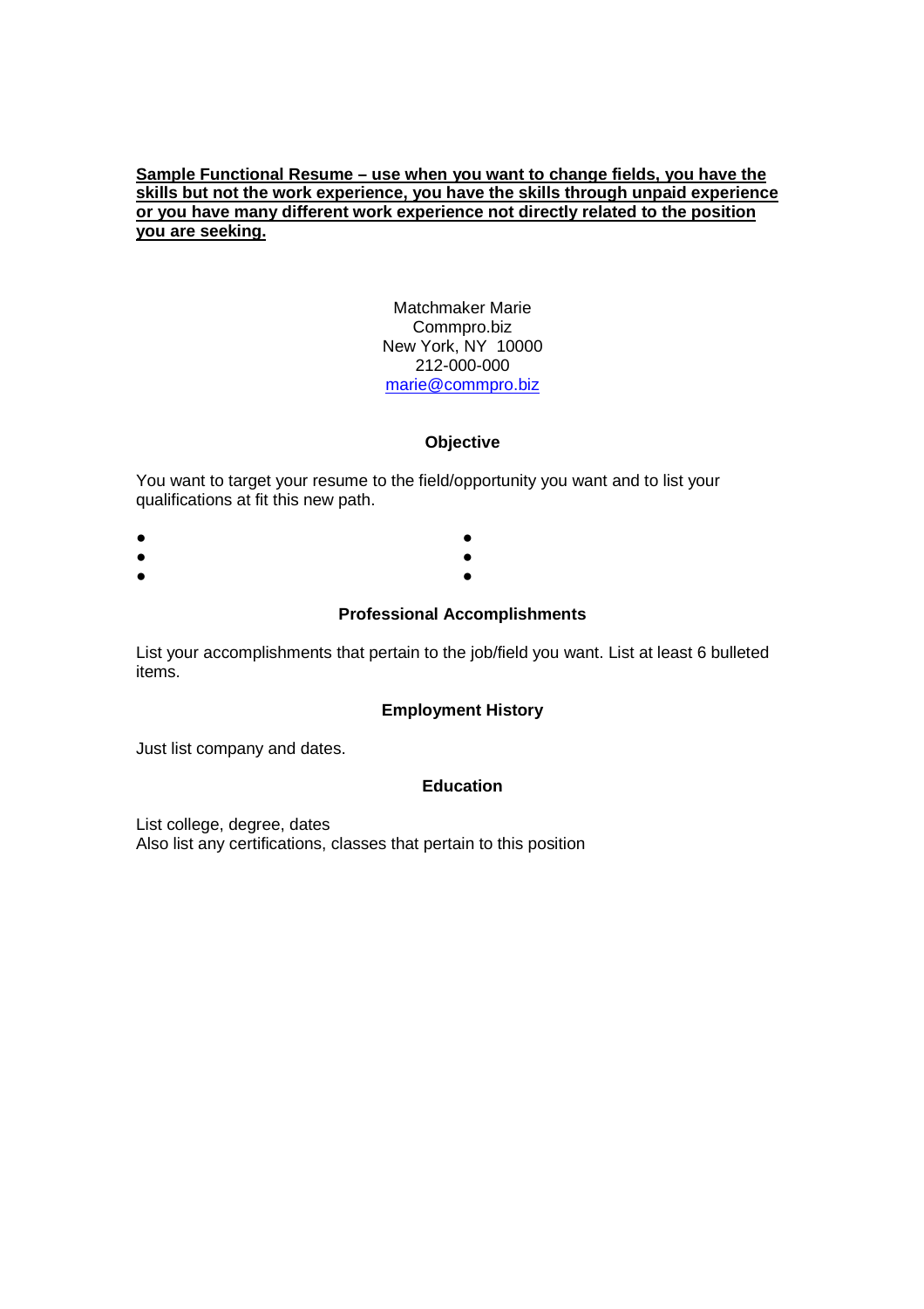**<u>Sample Functional Resume – use when you want to change fields, you have the skills but not the work experience, you have the skills through unpaid experience or you have many different work experience not directly related to the position you are seeking.</u>**

Matchmaker Marie
Commpro.biz
New York, NY  10000
212-000-000
marie@commpro.biz

## Objective

You want to target your resume to the field/opportunity you want and to list your qualifications at fit this new path.

- 
- 
- 
- 
- 
- 

## Professional Accomplishments

List your accomplishments that pertain to the job/field you want. List at least 6 bulleted items.

## Employment History

Just list company and dates.

## Education

List college, degree, dates
Also list any certifications, classes that pertain to this position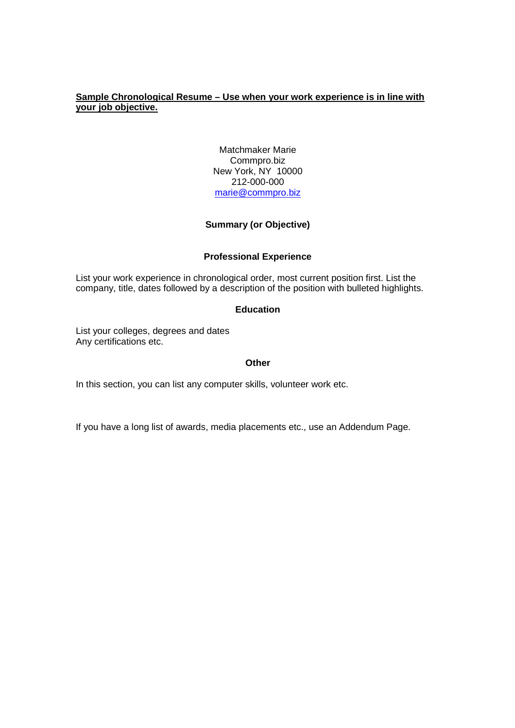**Sample Chronological Resume – Use when your work experience is in line with your job objective.**

Matchmaker Marie
Commpro.biz
New York, NY  10000
212-000-000
marie@commpro.biz

## Summary (or Objective)

## Professional Experience

List your work experience in chronological order, most current position first. List the company, title, dates followed by a description of the position with bulleted highlights.

## Education

List your colleges, degrees and dates
Any certifications etc.

## Other

In this section, you can list any computer skills, volunteer work etc.

If you have a long list of awards, media placements etc., use an Addendum Page.